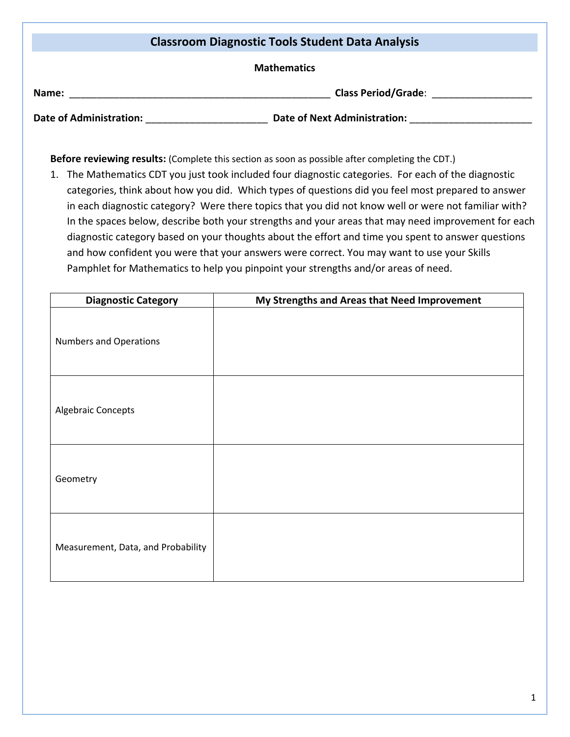# Classroom Diagnostic Tools Student Data Analysis

**Mathematics**

**Name:** ________________________________________________ **Class Period/Grade**: __________________

**Date of Administration:** ______________________ **Date of Next Administration:** ______________________

**Before reviewing results:** (Complete this section as soon as possible after completing the CDT.)

1. The Mathematics CDT you just took included four diagnostic categories. For each of the diagnostic categories, think about how you did. Which types of questions did you feel most prepared to answer in each diagnostic category? Were there topics that you did not know well or were not familiar with? In the spaces below, describe both your strengths and your areas that may need improvement for each diagnostic category based on your thoughts about the effort and time you spent to answer questions and how confident you were that your answers were correct. You may want to use your Skills Pamphlet for Mathematics to help you pinpoint your strengths and/or areas of need.

| Diagnostic Category | My Strengths and Areas that Need Improvement |
|---|---|
| Numbers and Operations | |
| Algebraic Concepts | |
| Geometry | |
| Measurement, Data, and Probability | |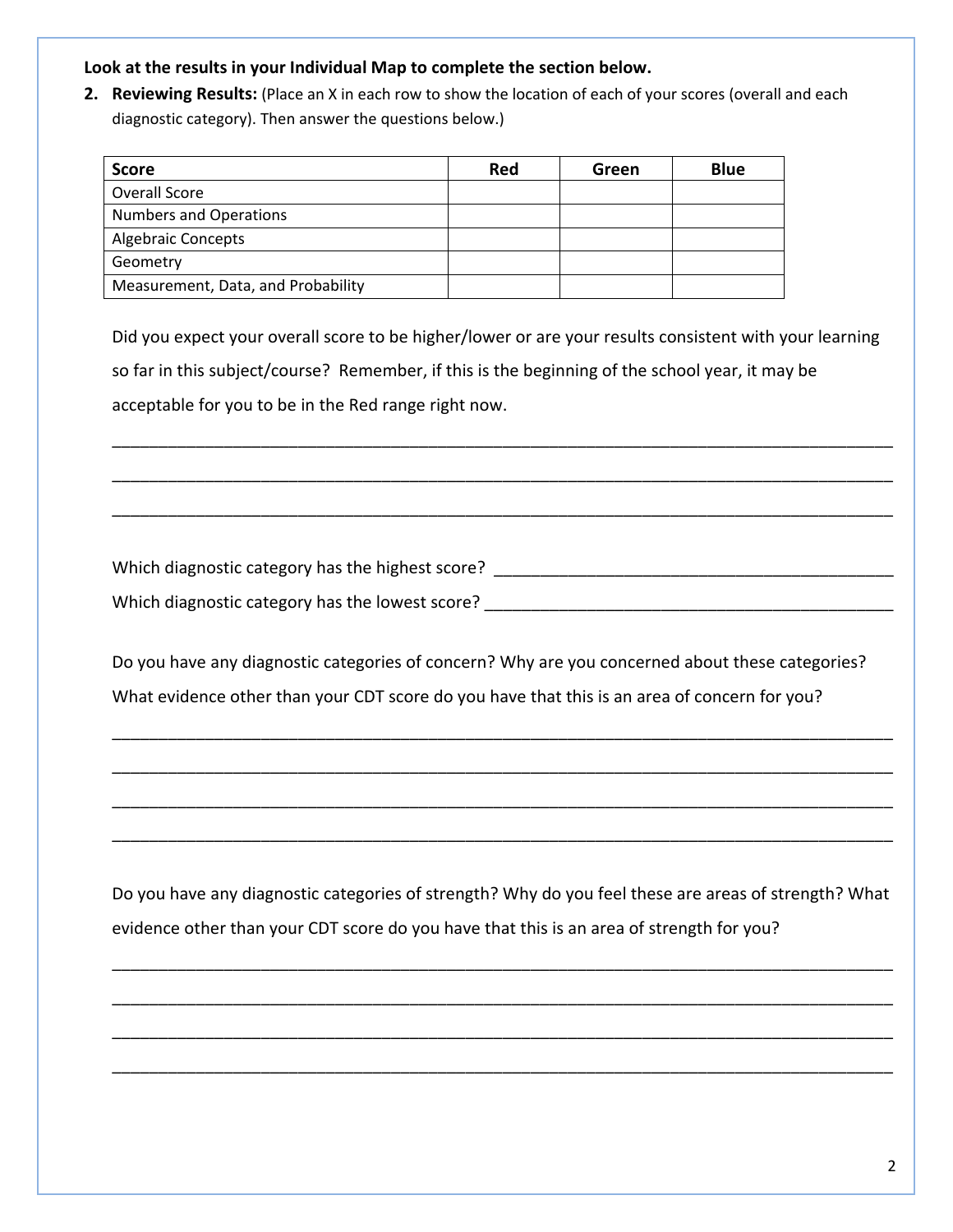**Look at the results in your Individual Map to complete the section below.**

2. **Reviewing Results:** (Place an X in each row to show the location of each of your scores (overall and each diagnostic category). Then answer the questions below.)

| Score | Red | Green | Blue |
|---|---|---|---|
| Overall Score | | | |
| Numbers and Operations | | | |
| Algebraic Concepts | | | |
| Geometry | | | |
| Measurement, Data, and Probability | | | |

Did you expect your overall score to be higher/lower or are your results consistent with your learning so far in this subject/course? Remember, if this is the beginning of the school year, it may be acceptable for you to be in the Red range right now.

_______________________________________________________________________________

_______________________________________________________________________________

_______________________________________________________________________________

Which diagnostic category has the highest score? _______________________________

Which diagnostic category has the lowest score? ________________________________

Do you have any diagnostic categories of concern? Why are you concerned about these categories? What evidence other than your CDT score do you have that this is an area of concern for you?

_______________________________________________________________________________

_______________________________________________________________________________

_______________________________________________________________________________

_______________________________________________________________________________

Do you have any diagnostic categories of strength? Why do you feel these are areas of strength? What evidence other than your CDT score do you have that this is an area of strength for you?

_______________________________________________________________________________

_______________________________________________________________________________

_______________________________________________________________________________

_______________________________________________________________________________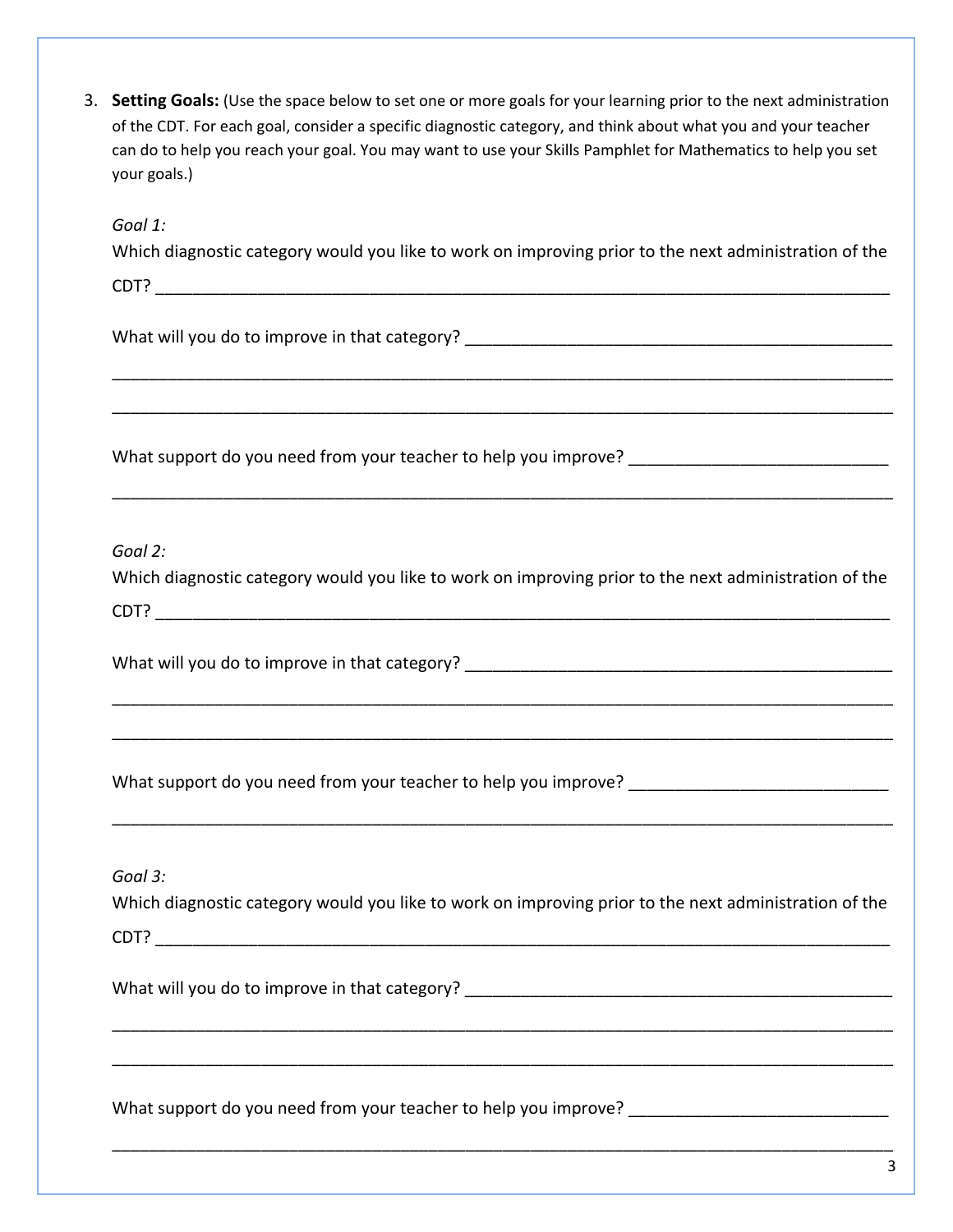3. **Setting Goals:** (Use the space below to set one or more goals for your learning prior to the next administration of the CDT. For each goal, consider a specific diagnostic category, and think about what you and your teacher can do to help you reach your goal. You may want to use your Skills Pamphlet for Mathematics to help you set your goals.)

*Goal 1:*

Which diagnostic category would you like to work on improving prior to the next administration of the CDT? ________________________________________________________________________________

What will you do to improve in that category? ______________________________________________

________________________________________________________________________________

________________________________________________________________________________

What support do you need from your teacher to help you improve? ___________________________

________________________________________________________________________________

*Goal 2:*

Which diagnostic category would you like to work on improving prior to the next administration of the CDT? ________________________________________________________________________________

What will you do to improve in that category? ______________________________________________

________________________________________________________________________________

________________________________________________________________________________

What support do you need from your teacher to help you improve? ___________________________

________________________________________________________________________________

*Goal 3:*

Which diagnostic category would you like to work on improving prior to the next administration of the CDT? ________________________________________________________________________________

What will you do to improve in that category? ______________________________________________

________________________________________________________________________________

________________________________________________________________________________

What support do you need from your teacher to help you improve? ___________________________

________________________________________________________________________________